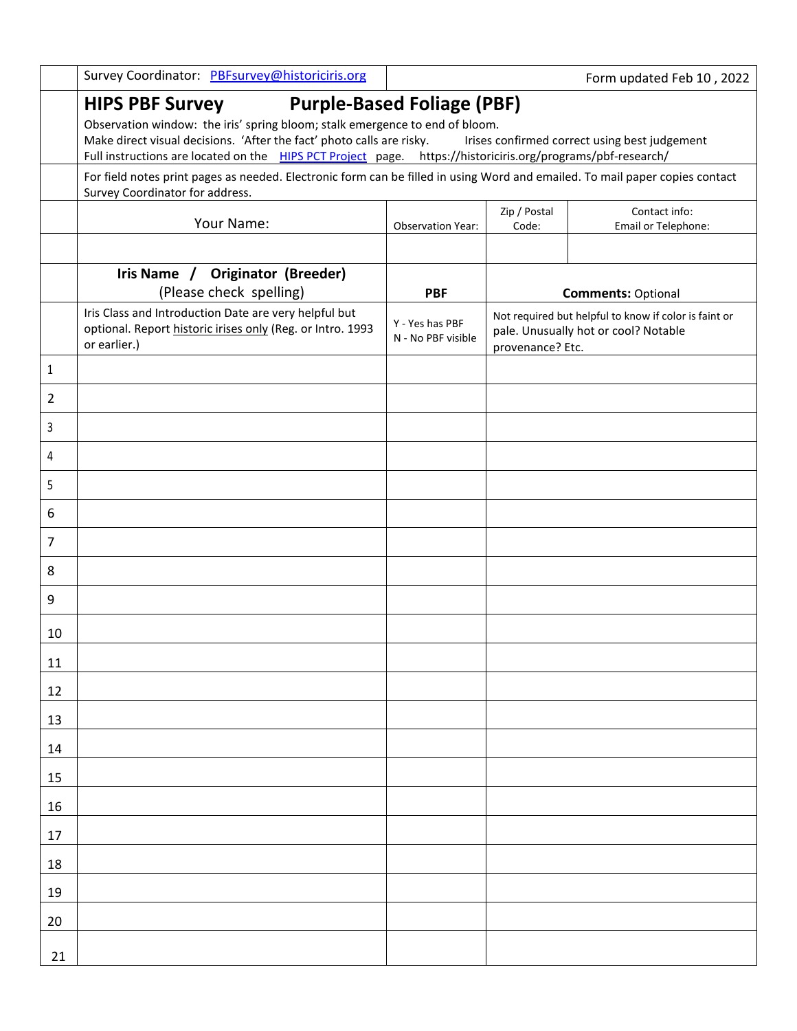Survey Coordinator: [PBFsurvey@historiciris.org](mailto:PBFsurvey@historiciris.org)

Form updated Feb 10 , 2022

# HIPS PBF Survey — Purple-Based Foliage (PBF)

Observation window: the iris' spring bloom; stalk emergence to end of bloom.

Make direct visual decisions. 'After the fact' photo calls are risky. Irises confirmed correct using best judgement

Full instructions are located on the HIPS PCT Project page. https://historiciris.org/programs/pbf-research/

For field notes print pages as needed. Electronic form can be filled in using Word and emailed. To mail paper copies contact Survey Coordinator for address.

| Your Name: | Observation Year: | Zip / Postal Code: | Contact info: Email or Telephone: |
|---|---|---|---|
| | | | |

| | **Iris Name / Originator (Breeder)** (Please check spelling) | **PBF** | **Comments:** Optional |
|---|---|---|---|
| | Iris Class and Introduction Date are very helpful but optional. Report historic irises only (Reg. or Intro. 1993 or earlier.) | Y - Yes has PBF<br>N - No PBF visible | Not required but helpful to know if color is faint or pale. Unusually hot or cool? Notable provenance? Etc. |
| 1 | | | |
| 2 | | | |
| 3 | | | |
| 4 | | | |
| 5 | | | |
| 6 | | | |
| 7 | | | |
| 8 | | | |
| 9 | | | |
| 10 | | | |
| 11 | | | |
| 12 | | | |
| 13 | | | |
| 14 | | | |
| 15 | | | |
| 16 | | | |
| 17 | | | |
| 18 | | | |
| 19 | | | |
| 20 | | | |
| 21 | | | |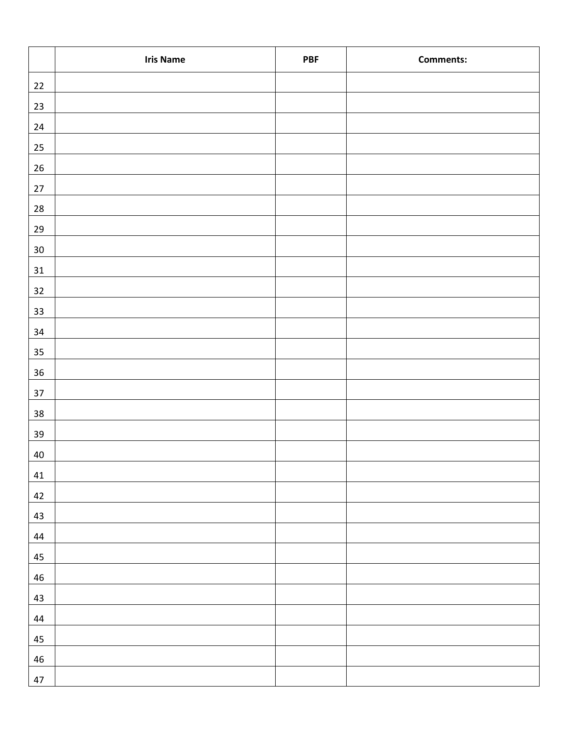| | Iris Name | PBF | Comments: |
|---|---|---|---|
| 22 | | | |
| 23 | | | |
| 24 | | | |
| 25 | | | |
| 26 | | | |
| 27 | | | |
| 28 | | | |
| 29 | | | |
| 30 | | | |
| 31 | | | |
| 32 | | | |
| 33 | | | |
| 34 | | | |
| 35 | | | |
| 36 | | | |
| 37 | | | |
| 38 | | | |
| 39 | | | |
| 40 | | | |
| 41 | | | |
| 42 | | | |
| 43 | | | |
| 44 | | | |
| 45 | | | |
| 46 | | | |
| 43 | | | |
| 44 | | | |
| 45 | | | |
| 46 | | | |
| 47 | | | |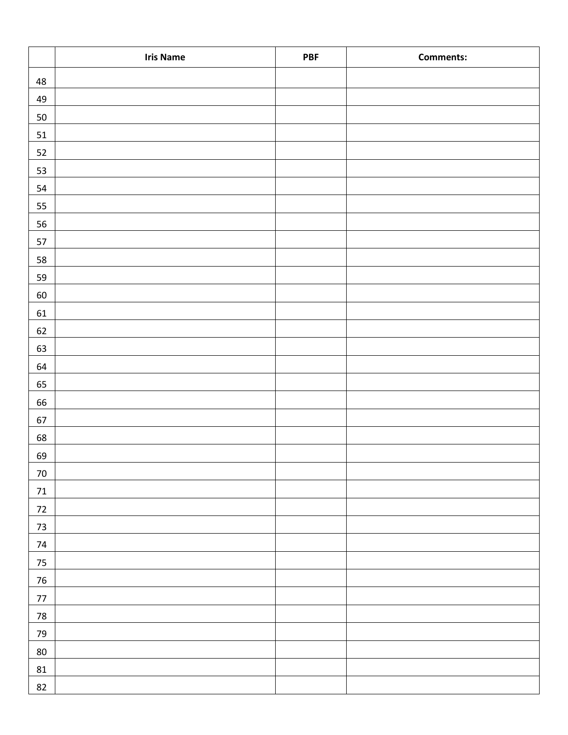| | Iris Name | PBF | Comments: |
|---|---|---|---|
| 48 | | | |
| 49 | | | |
| 50 | | | |
| 51 | | | |
| 52 | | | |
| 53 | | | |
| 54 | | | |
| 55 | | | |
| 56 | | | |
| 57 | | | |
| 58 | | | |
| 59 | | | |
| 60 | | | |
| 61 | | | |
| 62 | | | |
| 63 | | | |
| 64 | | | |
| 65 | | | |
| 66 | | | |
| 67 | | | |
| 68 | | | |
| 69 | | | |
| 70 | | | |
| 71 | | | |
| 72 | | | |
| 73 | | | |
| 74 | | | |
| 75 | | | |
| 76 | | | |
| 77 | | | |
| 78 | | | |
| 79 | | | |
| 80 | | | |
| 81 | | | |
| 82 | | | |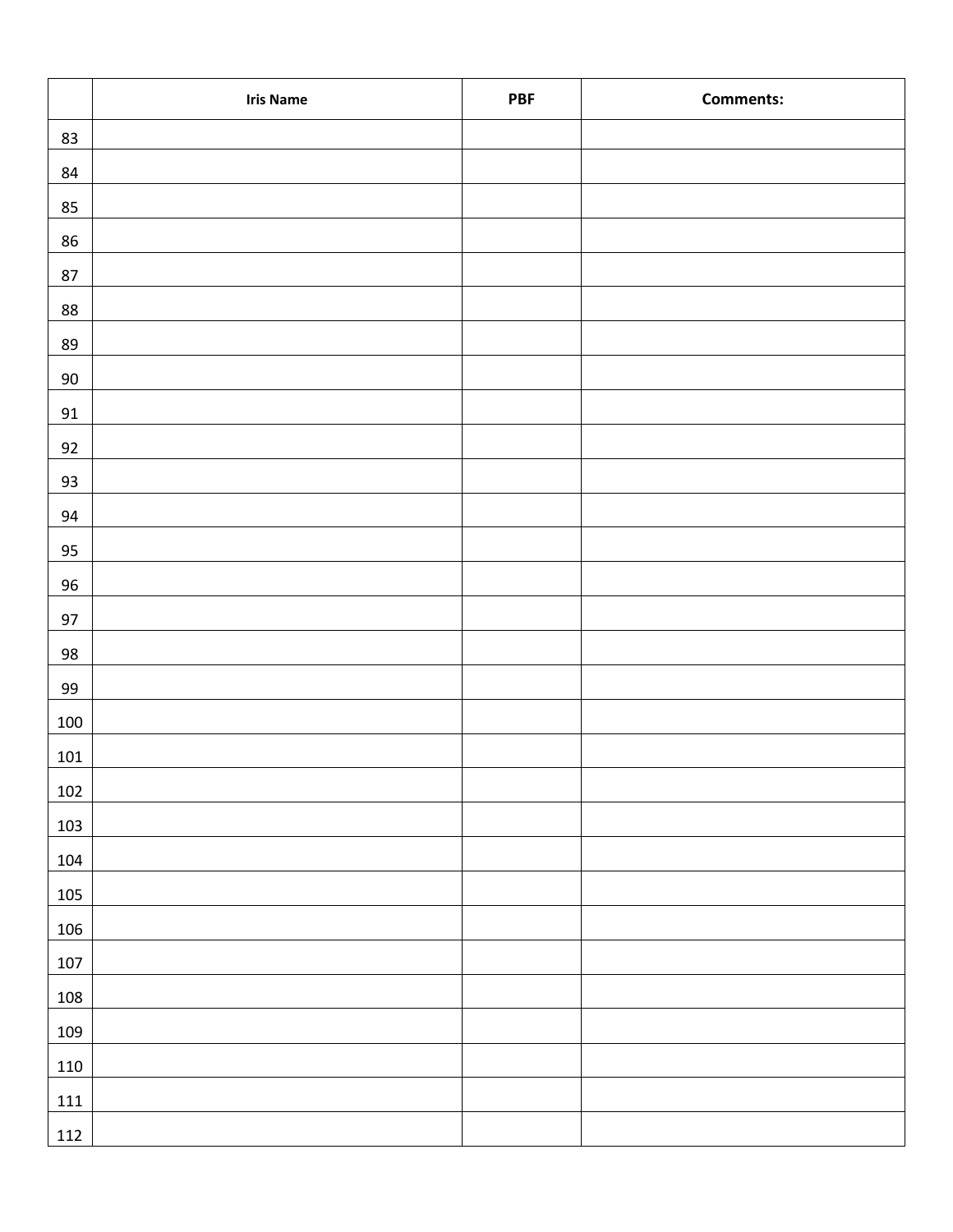| | Iris Name | PBF | Comments: |
|---|---|---|---|
| 83 | | | |
| 84 | | | |
| 85 | | | |
| 86 | | | |
| 87 | | | |
| 88 | | | |
| 89 | | | |
| 90 | | | |
| 91 | | | |
| 92 | | | |
| 93 | | | |
| 94 | | | |
| 95 | | | |
| 96 | | | |
| 97 | | | |
| 98 | | | |
| 99 | | | |
| 100 | | | |
| 101 | | | |
| 102 | | | |
| 103 | | | |
| 104 | | | |
| 105 | | | |
| 106 | | | |
| 107 | | | |
| 108 | | | |
| 109 | | | |
| 110 | | | |
| 111 | | | |
| 112 | | | |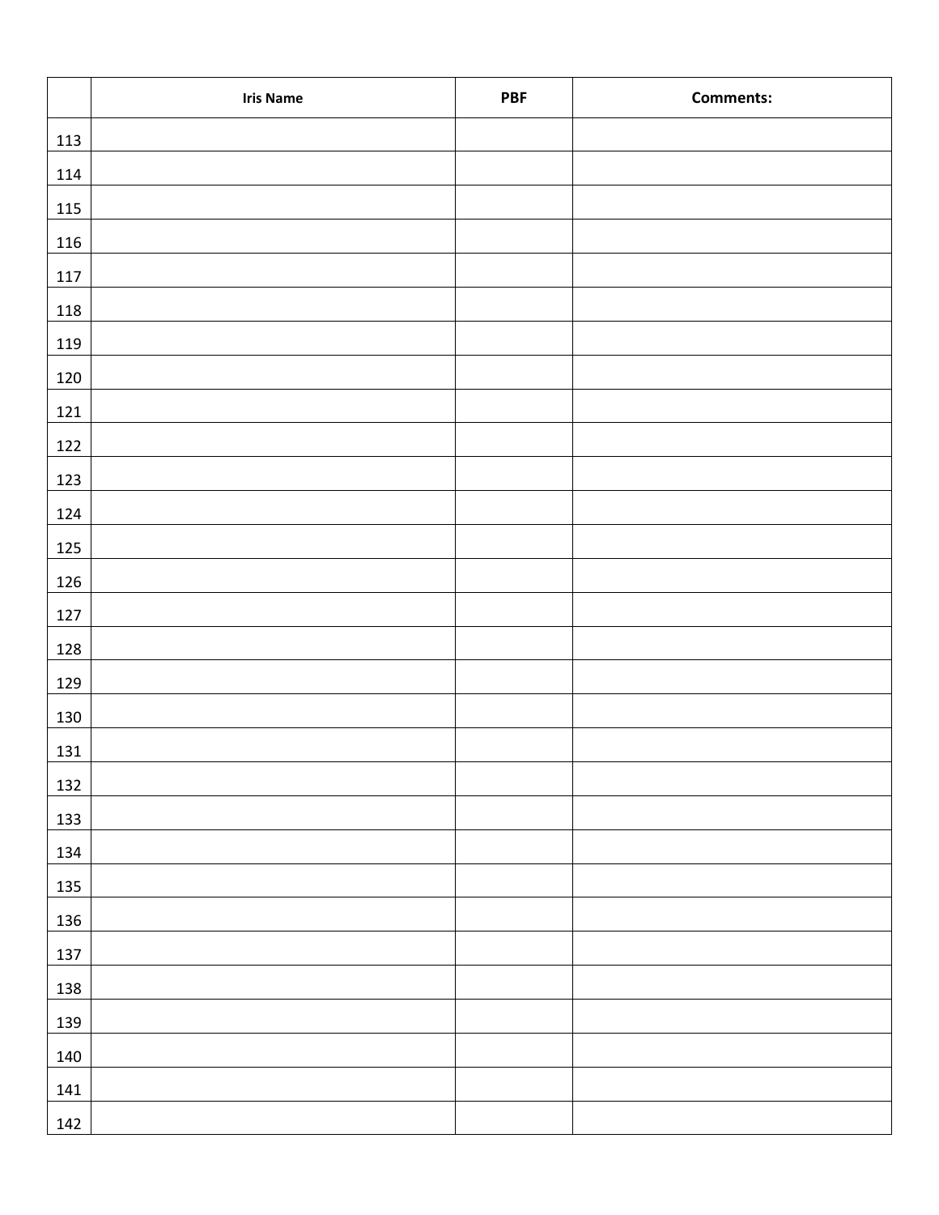| | Iris Name | PBF | Comments: |
|---|---|---|---|
| 113 | | | |
| 114 | | | |
| 115 | | | |
| 116 | | | |
| 117 | | | |
| 118 | | | |
| 119 | | | |
| 120 | | | |
| 121 | | | |
| 122 | | | |
| 123 | | | |
| 124 | | | |
| 125 | | | |
| 126 | | | |
| 127 | | | |
| 128 | | | |
| 129 | | | |
| 130 | | | |
| 131 | | | |
| 132 | | | |
| 133 | | | |
| 134 | | | |
| 135 | | | |
| 136 | | | |
| 137 | | | |
| 138 | | | |
| 139 | | | |
| 140 | | | |
| 141 | | | |
| 142 | | | |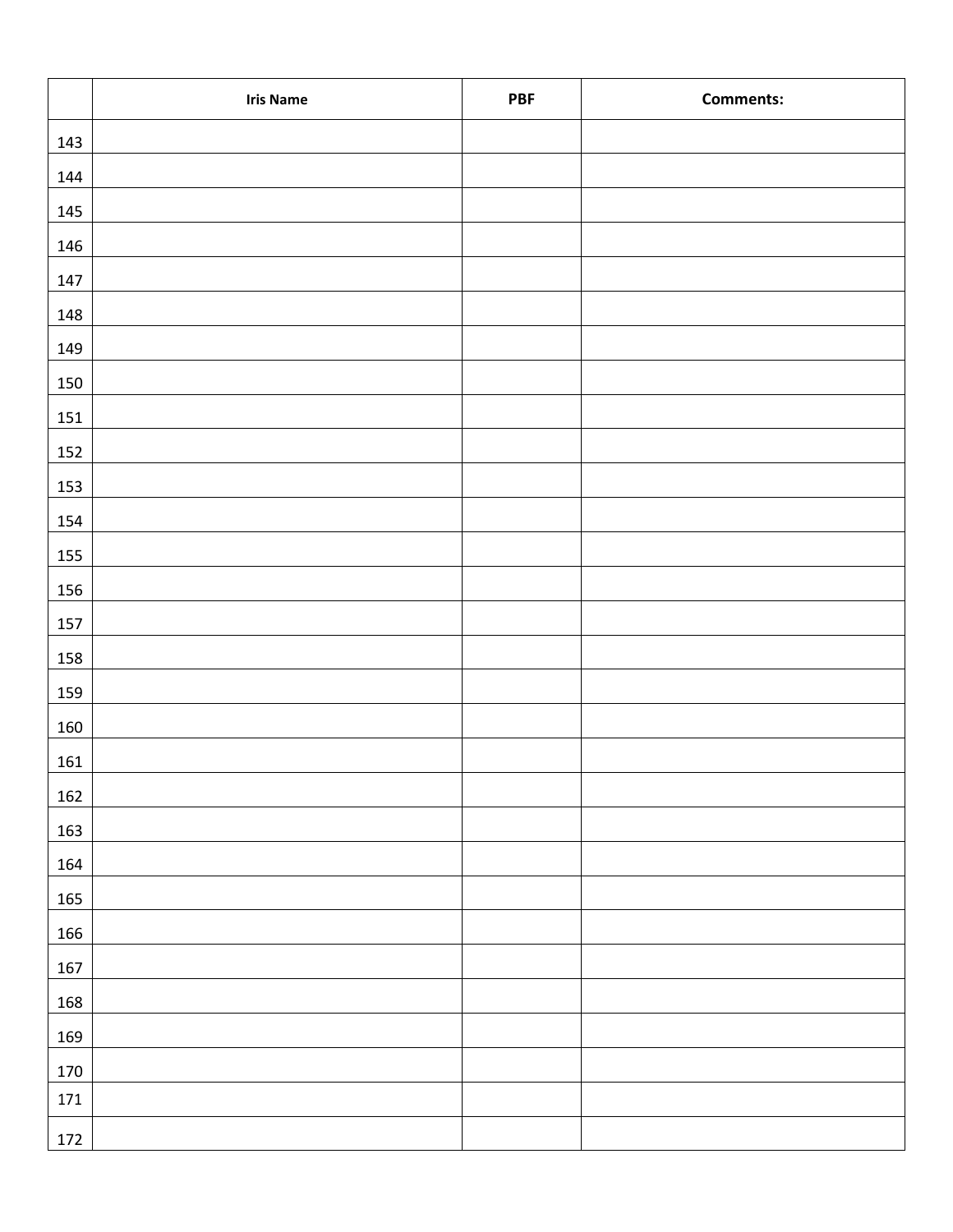| | Iris Name | PBF | Comments: |
|---|---|---|---|
| 143 | | | |
| 144 | | | |
| 145 | | | |
| 146 | | | |
| 147 | | | |
| 148 | | | |
| 149 | | | |
| 150 | | | |
| 151 | | | |
| 152 | | | |
| 153 | | | |
| 154 | | | |
| 155 | | | |
| 156 | | | |
| 157 | | | |
| 158 | | | |
| 159 | | | |
| 160 | | | |
| 161 | | | |
| 162 | | | |
| 163 | | | |
| 164 | | | |
| 165 | | | |
| 166 | | | |
| 167 | | | |
| 168 | | | |
| 169 | | | |
| 170 | | | |
| 171 | | | |
| 172 | | | |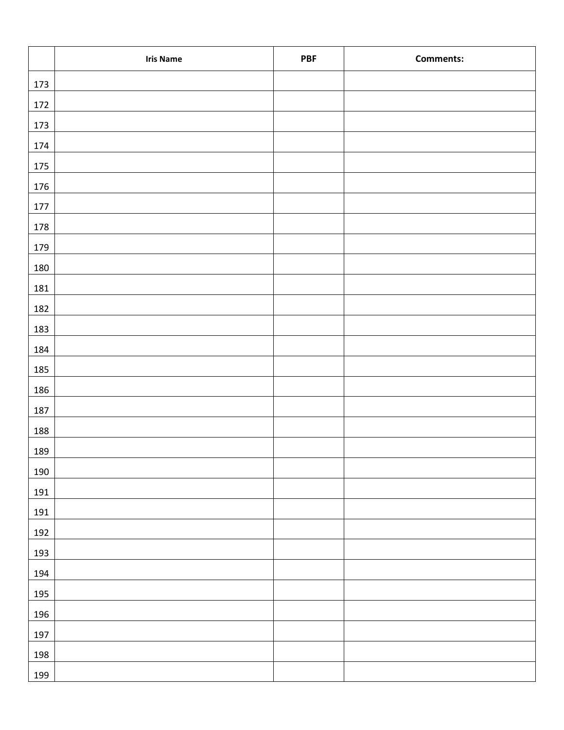| | Iris Name | PBF | Comments: |
|---|---|---|---|
| 173 | | | |
| 172 | | | |
| 173 | | | |
| 174 | | | |
| 175 | | | |
| 176 | | | |
| 177 | | | |
| 178 | | | |
| 179 | | | |
| 180 | | | |
| 181 | | | |
| 182 | | | |
| 183 | | | |
| 184 | | | |
| 185 | | | |
| 186 | | | |
| 187 | | | |
| 188 | | | |
| 189 | | | |
| 190 | | | |
| 191 | | | |
| 191 | | | |
| 192 | | | |
| 193 | | | |
| 194 | | | |
| 195 | | | |
| 196 | | | |
| 197 | | | |
| 198 | | | |
| 199 | | | |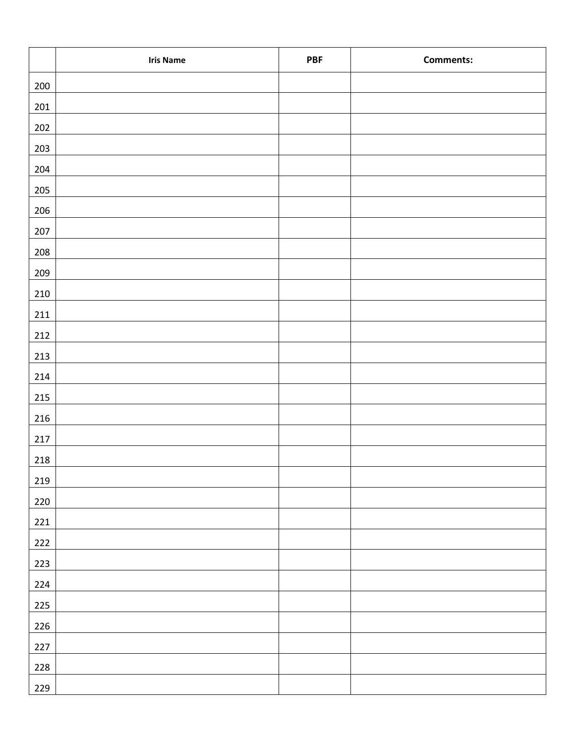| | Iris Name | PBF | Comments: |
|---|---|---|---|
| 200 | | | |
| 201 | | | |
| 202 | | | |
| 203 | | | |
| 204 | | | |
| 205 | | | |
| 206 | | | |
| 207 | | | |
| 208 | | | |
| 209 | | | |
| 210 | | | |
| 211 | | | |
| 212 | | | |
| 213 | | | |
| 214 | | | |
| 215 | | | |
| 216 | | | |
| 217 | | | |
| 218 | | | |
| 219 | | | |
| 220 | | | |
| 221 | | | |
| 222 | | | |
| 223 | | | |
| 224 | | | |
| 225 | | | |
| 226 | | | |
| 227 | | | |
| 228 | | | |
| 229 | | | |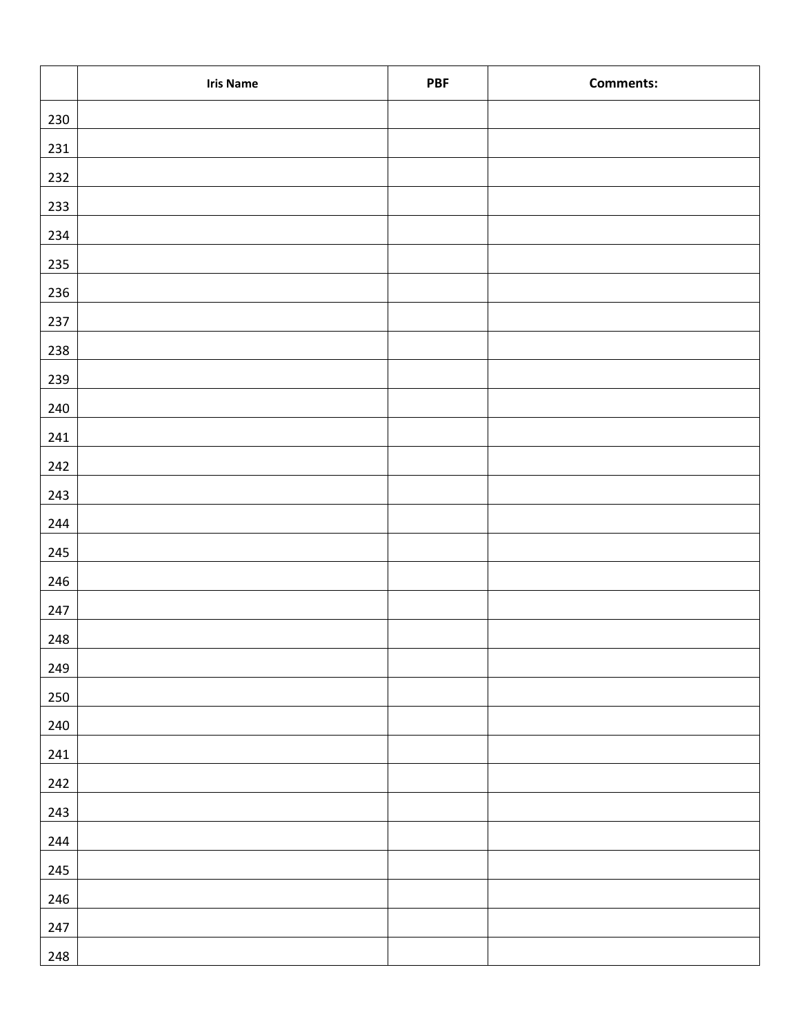| | Iris Name | PBF | Comments: |
|---|---|---|---|
| 230 | | | |
| 231 | | | |
| 232 | | | |
| 233 | | | |
| 234 | | | |
| 235 | | | |
| 236 | | | |
| 237 | | | |
| 238 | | | |
| 239 | | | |
| 240 | | | |
| 241 | | | |
| 242 | | | |
| 243 | | | |
| 244 | | | |
| 245 | | | |
| 246 | | | |
| 247 | | | |
| 248 | | | |
| 249 | | | |
| 250 | | | |
| 240 | | | |
| 241 | | | |
| 242 | | | |
| 243 | | | |
| 244 | | | |
| 245 | | | |
| 246 | | | |
| 247 | | | |
| 248 | | | |